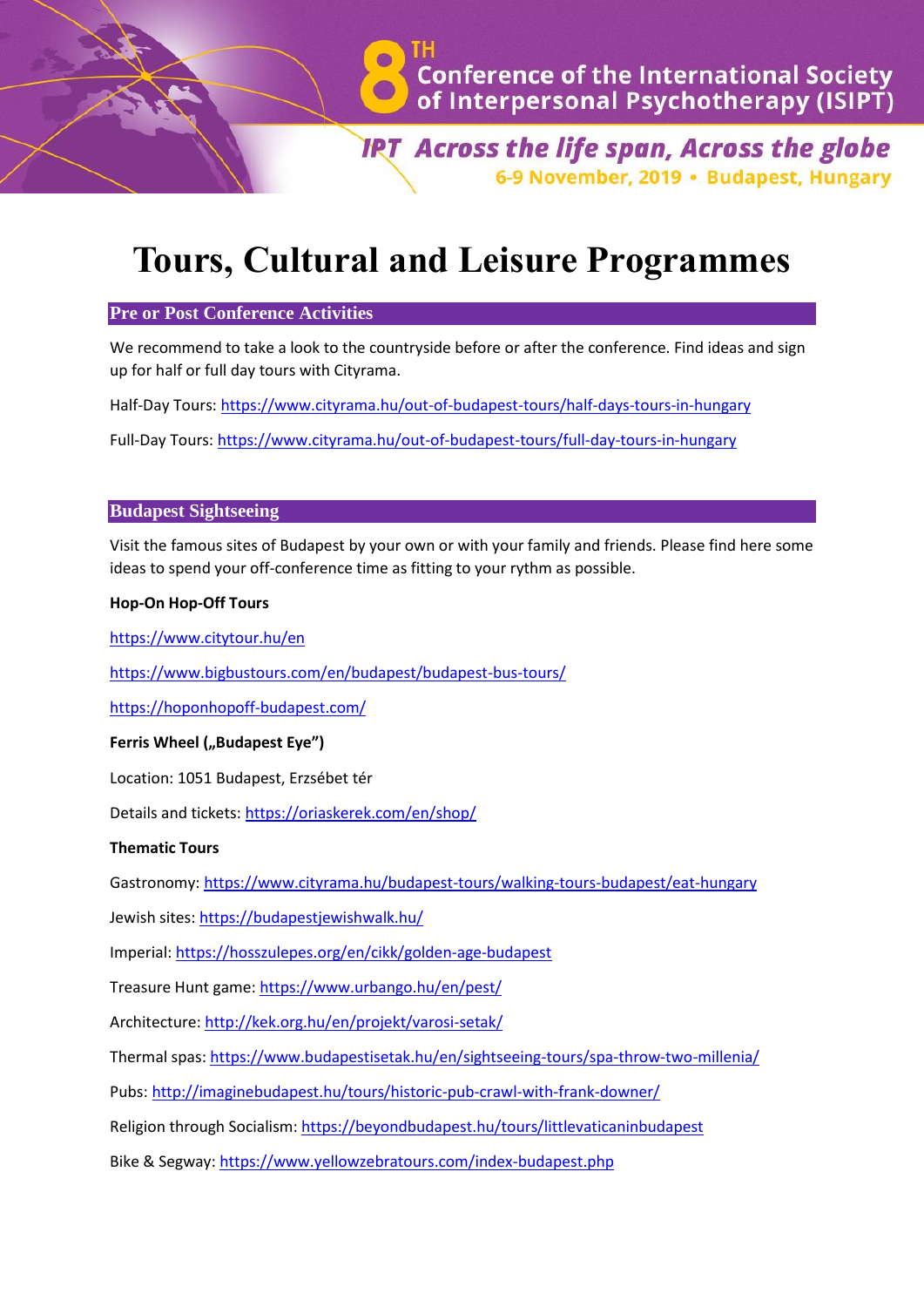# 8TH Conference of the International Society of Interpersonal Psychotherapy (ISIPT)

*IPT Across the life span, Across the globe*

**6-9 November, 2019 • Budapest, Hungary**

# Tours, Cultural and Leisure Programmes

## Pre or Post Conference Activities

We recommend to take a look to the countryside before or after the conference. Find ideas and sign up for half or full day tours with Cityrama.

Half-Day Tours: https://www.cityrama.hu/out-of-budapest-tours/half-days-tours-in-hungary

Full-Day Tours: https://www.cityrama.hu/out-of-budapest-tours/full-day-tours-in-hungary

## Budapest Sightseeing

Visit the famous sites of Budapest by your own or with your family and friends. Please find here some ideas to spend your off-conference time as fitting to your rythm as possible.

**Hop-On Hop-Off Tours**

https://www.citytour.hu/en

https://www.bigbustours.com/en/budapest/budapest-bus-tours/

https://hoponhopoff-budapest.com/

**Ferris Wheel („Budapest Eye")**

Location: 1051 Budapest, Erzsébet tér

Details and tickets: https://oriaskerek.com/en/shop/

**Thematic Tours**

Gastronomy: https://www.cityrama.hu/budapest-tours/walking-tours-budapest/eat-hungary

Jewish sites: https://budapestjewishwalk.hu/

Imperial: https://hosszulepes.org/en/cikk/golden-age-budapest

Treasure Hunt game: https://www.urbango.hu/en/pest/

Architecture: http://kek.org.hu/en/projekt/varosi-setak/

Thermal spas: https://www.budapestisetak.hu/en/sightseeing-tours/spa-throw-two-millenia/

Pubs: http://imaginebudapest.hu/tours/historic-pub-crawl-with-frank-downer/

Religion through Socialism: https://beyondbudapest.hu/tours/littlevaticaninbudapest

Bike & Segway: https://www.yellowzebratours.com/index-budapest.php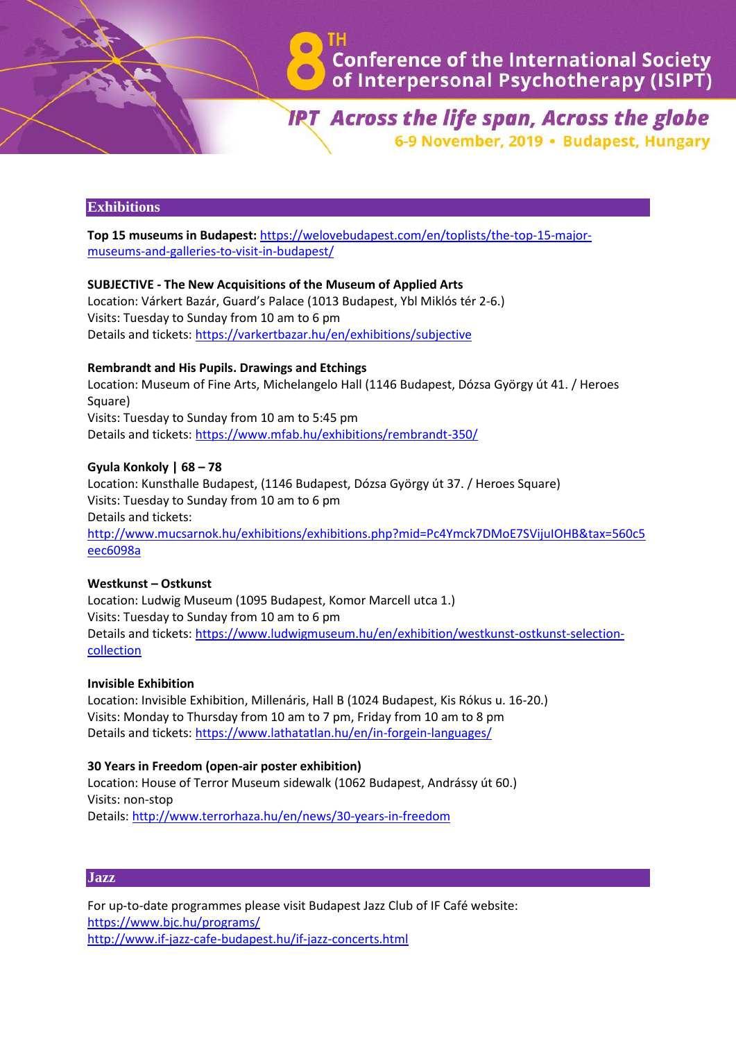## Exhibitions

**Top 15 museums in Budapest:** https://welovebudapest.com/en/toplists/the-top-15-major-museums-and-galleries-to-visit-in-budapest/

**SUBJECTIVE - The New Acquisitions of the Museum of Applied Arts**
Location: Várkert Bazár, Guard's Palace (1013 Budapest, Ybl Miklós tér 2-6.)
Visits: Tuesday to Sunday from 10 am to 6 pm
Details and tickets: https://varkertbazar.hu/en/exhibitions/subjective

**Rembrandt and His Pupils. Drawings and Etchings**
Location: Museum of Fine Arts, Michelangelo Hall (1146 Budapest, Dózsa György út 41. / Heroes Square)
Visits: Tuesday to Sunday from 10 am to 5:45 pm
Details and tickets: https://www.mfab.hu/exhibitions/rembrandt-350/

**Gyula Konkoly | 68 – 78**
Location: Kunsthalle Budapest, (1146 Budapest, Dózsa György út 37. / Heroes Square)
Visits: Tuesday to Sunday from 10 am to 6 pm
Details and tickets:
http://www.mucsarnok.hu/exhibitions/exhibitions.php?mid=Pc4Ymck7DMoE7SVijulOHB&tax=560c5eec6098a

**Westkunst – Ostkunst**
Location: Ludwig Museum (1095 Budapest, Komor Marcell utca 1.)
Visits: Tuesday to Sunday from 10 am to 6 pm
Details and tickets: https://www.ludwigmuseum.hu/en/exhibition/westkunst-ostkunst-selection-collection

**Invisible Exhibition**
Location: Invisible Exhibition, Millenáris, Hall B (1024 Budapest, Kis Rókus u. 16-20.)
Visits: Monday to Thursday from 10 am to 7 pm, Friday from 10 am to 8 pm
Details and tickets: https://www.lathatatlan.hu/en/in-forgein-languages/

**30 Years in Freedom (open-air poster exhibition)**
Location: House of Terror Museum sidewalk (1062 Budapest, Andrássy út 60.)
Visits: non-stop
Details: http://www.terrorhaza.hu/en/news/30-years-in-freedom

## Jazz

For up-to-date programmes please visit Budapest Jazz Club of IF Café website:
https://www.bjc.hu/programs/
http://www.if-jazz-cafe-budapest.hu/if-jazz-concerts.html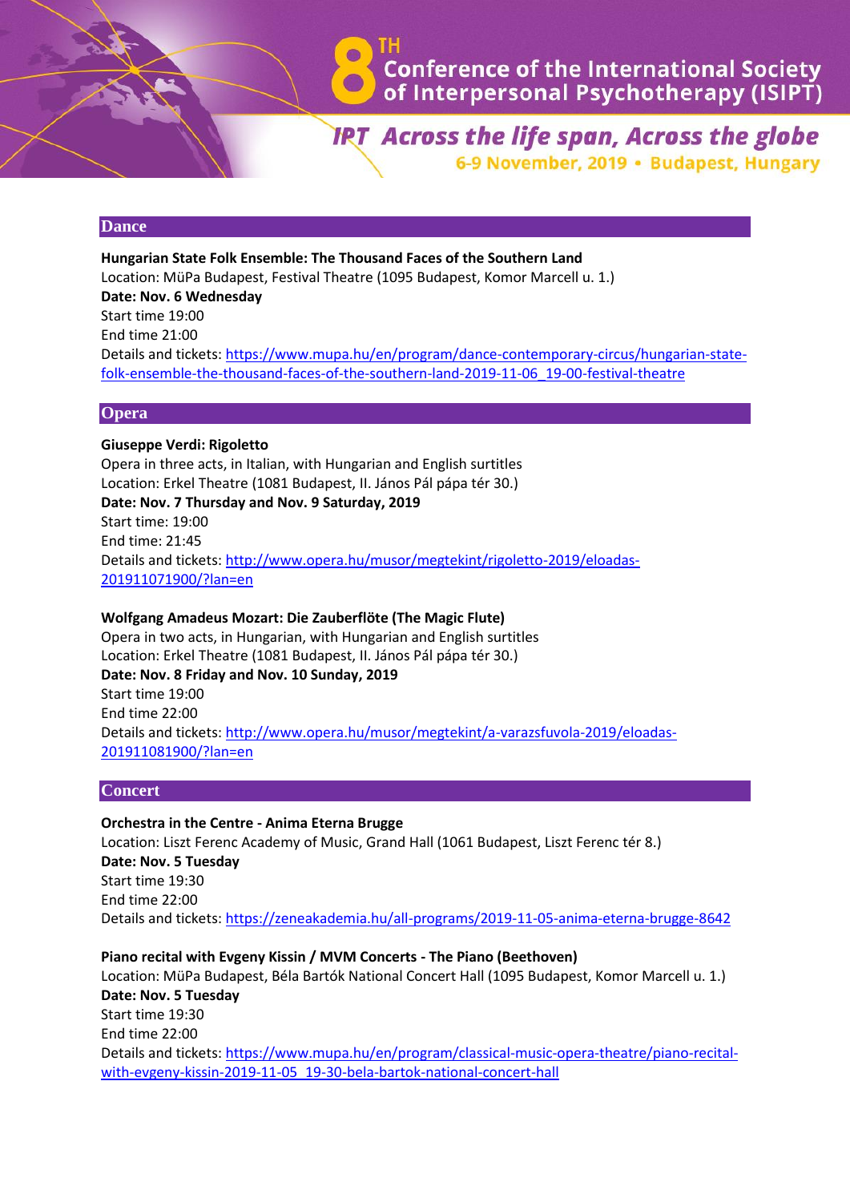## Dance

**Hungarian State Folk Ensemble: The Thousand Faces of the Southern Land**
Location: MüPa Budapest, Festival Theatre (1095 Budapest, Komor Marcell u. 1.)
**Date: Nov. 6 Wednesday**
Start time 19:00
End time 21:00
Details and tickets: https://www.mupa.hu/en/program/dance-contemporary-circus/hungarian-state-folk-ensemble-the-thousand-faces-of-the-southern-land-2019-11-06_19-00-festival-theatre

## Opera

**Giuseppe Verdi: Rigoletto**
Opera in three acts, in Italian, with Hungarian and English surtitles
Location: Erkel Theatre (1081 Budapest, II. János Pál pápa tér 30.)
**Date: Nov. 7 Thursday and Nov. 9 Saturday, 2019**
Start time: 19:00
End time: 21:45
Details and tickets: http://www.opera.hu/musor/megtekint/rigoletto-2019/eloadas-201911071900/?lan=en

**Wolfgang Amadeus Mozart: Die Zauberflöte (The Magic Flute)**
Opera in two acts, in Hungarian, with Hungarian and English surtitles
Location: Erkel Theatre (1081 Budapest, II. János Pál pápa tér 30.)
**Date: Nov. 8 Friday and Nov. 10 Sunday, 2019**
Start time 19:00
End time 22:00
Details and tickets: http://www.opera.hu/musor/megtekint/a-varazsfuvola-2019/eloadas-201911081900/?lan=en

## Concert

**Orchestra in the Centre - Anima Eterna Brugge**
Location: Liszt Ferenc Academy of Music, Grand Hall (1061 Budapest, Liszt Ferenc tér 8.)
**Date: Nov. 5 Tuesday**
Start time 19:30
End time 22:00
Details and tickets: https://zeneakademia.hu/all-programs/2019-11-05-anima-eterna-brugge-8642

**Piano recital with Evgeny Kissin / MVM Concerts - The Piano (Beethoven)**
Location: MüPa Budapest, Béla Bartók National Concert Hall (1095 Budapest, Komor Marcell u. 1.)
**Date: Nov. 5 Tuesday**
Start time 19:30
End time 22:00
Details and tickets: https://www.mupa.hu/en/program/classical-music-opera-theatre/piano-recital-with-evgeny-kissin-2019-11-05_19-30-bela-bartok-national-concert-hall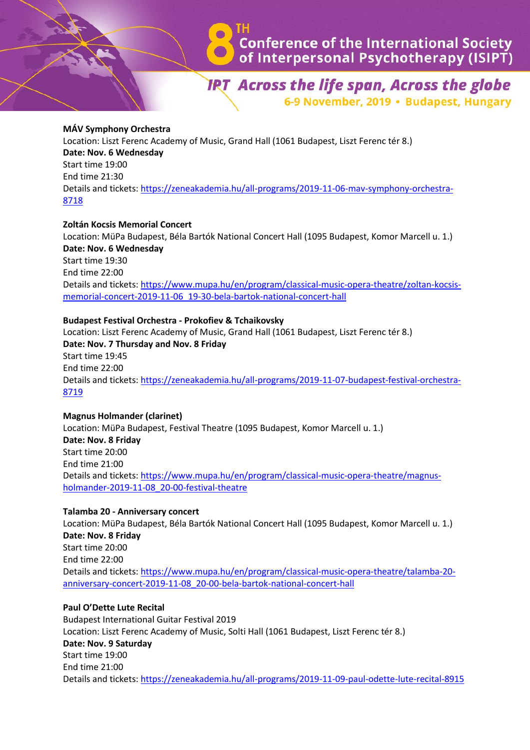**MÁV Symphony Orchestra**
Location: Liszt Ferenc Academy of Music, Grand Hall (1061 Budapest, Liszt Ferenc tér 8.)
**Date: Nov. 6 Wednesday**
Start time 19:00
End time 21:30
Details and tickets: https://zeneakademia.hu/all-programs/2019-11-06-mav-symphony-orchestra-8718

**Zoltán Kocsis Memorial Concert**
Location: MüPa Budapest, Béla Bartók National Concert Hall (1095 Budapest, Komor Marcell u. 1.)
**Date: Nov. 6 Wednesday**
Start time 19:30
End time 22:00
Details and tickets: https://www.mupa.hu/en/program/classical-music-opera-theatre/zoltan-kocsis-memorial-concert-2019-11-06_19-30-bela-bartok-national-concert-hall

**Budapest Festival Orchestra - Prokofiev & Tchaikovsky**
Location: Liszt Ferenc Academy of Music, Grand Hall (1061 Budapest, Liszt Ferenc tér 8.)
**Date: Nov. 7 Thursday and Nov. 8 Friday**
Start time 19:45
End time 22:00
Details and tickets: https://zeneakademia.hu/all-programs/2019-11-07-budapest-festival-orchestra-8719

**Magnus Holmander (clarinet)**
Location: MüPa Budapest, Festival Theatre (1095 Budapest, Komor Marcell u. 1.)
**Date: Nov. 8 Friday**
Start time 20:00
End time 21:00
Details and tickets: https://www.mupa.hu/en/program/classical-music-opera-theatre/magnus-holmander-2019-11-08_20-00-festival-theatre

**Talamba 20 - Anniversary concert**
Location: MüPa Budapest, Béla Bartók National Concert Hall (1095 Budapest, Komor Marcell u. 1.)
**Date: Nov. 8 Friday**
Start time 20:00
End time 22:00
Details and tickets: https://www.mupa.hu/en/program/classical-music-opera-theatre/talamba-20-anniversary-concert-2019-11-08_20-00-bela-bartok-national-concert-hall

**Paul O'Dette Lute Recital**
Budapest International Guitar Festival 2019
Location: Liszt Ferenc Academy of Music, Solti Hall (1061 Budapest, Liszt Ferenc tér 8.)
**Date: Nov. 9 Saturday**
Start time 19:00
End time 21:00
Details and tickets: https://zeneakademia.hu/all-programs/2019-11-09-paul-odette-lute-recital-8915